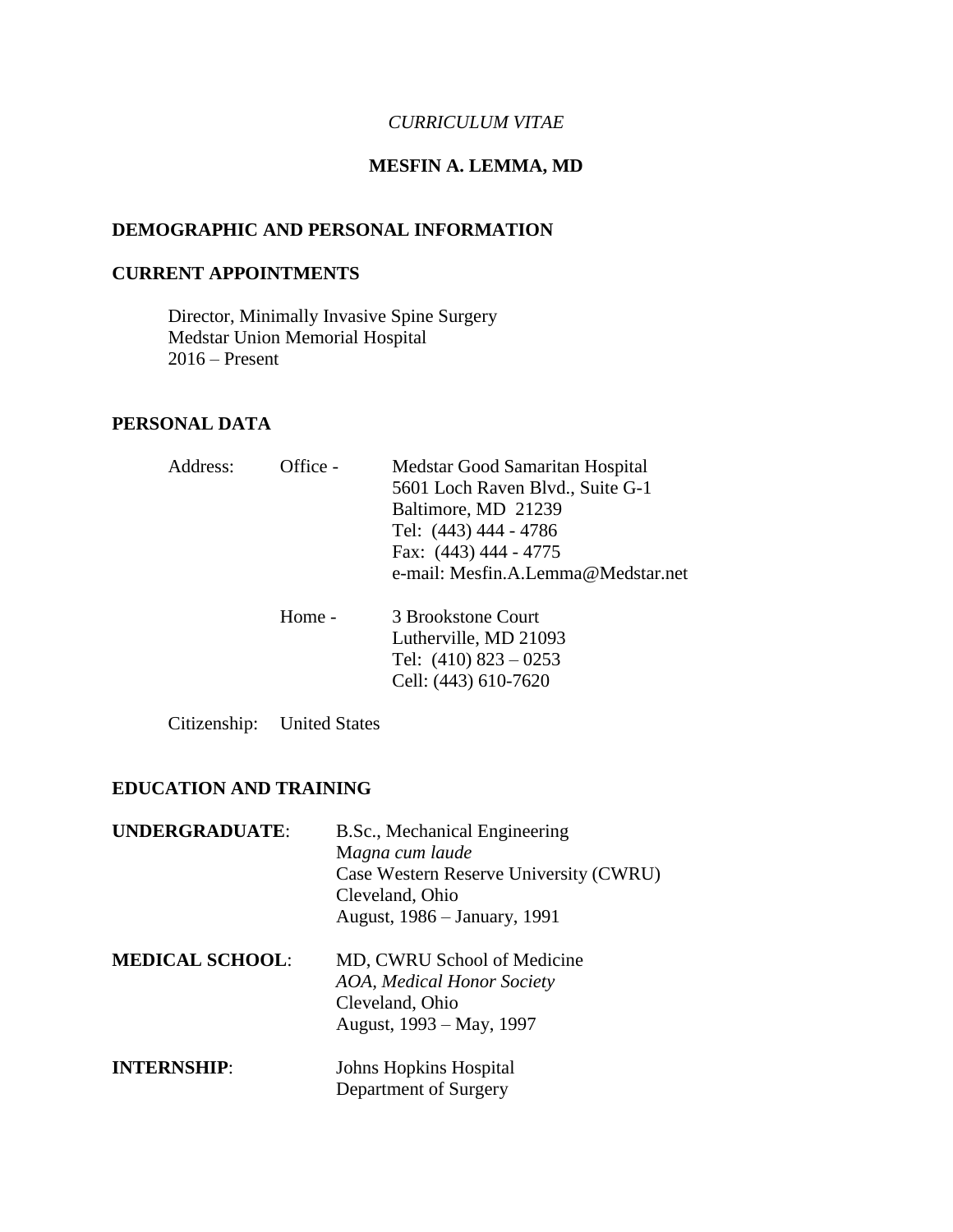*CURRICULUM VITAE*

**MESFIN A. LEMMA, MD**

## DEMOGRAPHIC AND PERSONAL INFORMATION

## CURRENT APPOINTMENTS

Director, Minimally Invasive Spine Surgery
Medstar Union Memorial Hospital
2016 – Present

## PERSONAL DATA

Address: Office - Medstar Good Samaritan Hospital
5601 Loch Raven Blvd., Suite G-1
Baltimore, MD 21239
Tel: (443) 444 - 4786
Fax: (443) 444 - 4775
e-mail: Mesfin.A.Lemma@Medstar.net

Home - 3 Brookstone Court
Lutherville, MD 21093
Tel: (410) 823 – 0253
Cell: (443) 610-7620

Citizenship: United States

## EDUCATION AND TRAINING

**UNDERGRADUATE**: B.Sc., Mechanical Engineering
*Magna cum laude*
Case Western Reserve University (CWRU)
Cleveland, Ohio
August, 1986 – January, 1991

**MEDICAL SCHOOL**: MD, CWRU School of Medicine
*AOA, Medical Honor Society*
Cleveland, Ohio
August, 1993 – May, 1997

**INTERNSHIP**: Johns Hopkins Hospital
Department of Surgery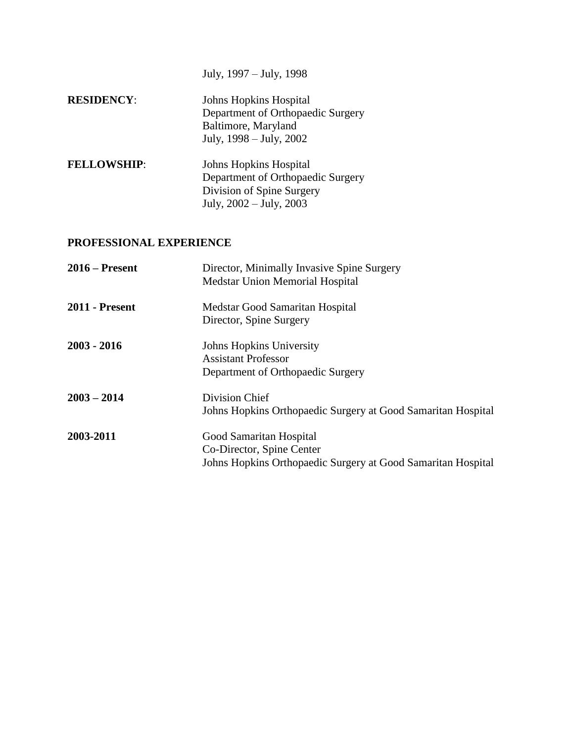July, 1997 – July, 1998

**RESIDENCY**: Johns Hopkins Hospital
Department of Orthopaedic Surgery
Baltimore, Maryland
July, 1998 – July, 2002

**FELLOWSHIP**: Johns Hopkins Hospital
Department of Orthopaedic Surgery
Division of Spine Surgery
July, 2002 – July, 2003

## PROFESSIONAL EXPERIENCE

**2016 – Present** Director, Minimally Invasive Spine Surgery
Medstar Union Memorial Hospital

**2011 - Present** Medstar Good Samaritan Hospital
Director, Spine Surgery

**2003 - 2016** Johns Hopkins University
Assistant Professor
Department of Orthopaedic Surgery

**2003 – 2014** Division Chief
Johns Hopkins Orthopaedic Surgery at Good Samaritan Hospital

**2003-2011** Good Samaritan Hospital
Co-Director, Spine Center
Johns Hopkins Orthopaedic Surgery at Good Samaritan Hospital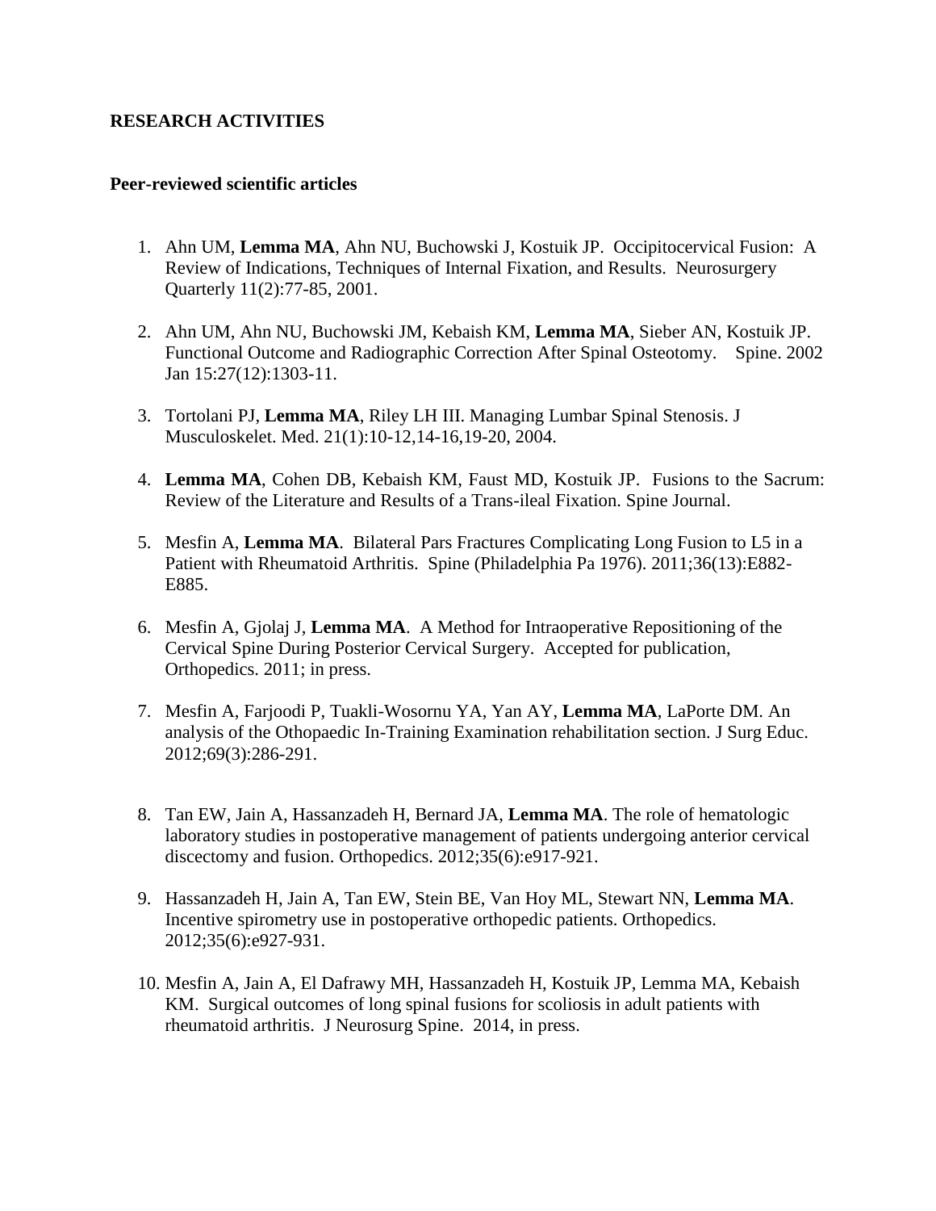**RESEARCH ACTIVITIES**

**Peer-reviewed scientific articles**

1. Ahn UM, **Lemma MA**, Ahn NU, Buchowski J, Kostuik JP. Occipitocervical Fusion: A Review of Indications, Techniques of Internal Fixation, and Results. Neurosurgery Quarterly 11(2):77-85, 2001.

2. Ahn UM, Ahn NU, Buchowski JM, Kebaish KM, **Lemma MA**, Sieber AN, Kostuik JP. Functional Outcome and Radiographic Correction After Spinal Osteotomy. Spine. 2002 Jan 15:27(12):1303-11.

3. Tortolani PJ, **Lemma MA**, Riley LH III. Managing Lumbar Spinal Stenosis. J Musculoskelet. Med. 21(1):10-12,14-16,19-20, 2004.

4. **Lemma MA**, Cohen DB, Kebaish KM, Faust MD, Kostuik JP. Fusions to the Sacrum: Review of the Literature and Results of a Trans-ileal Fixation. Spine Journal.

5. Mesfin A, **Lemma MA**. Bilateral Pars Fractures Complicating Long Fusion to L5 in a Patient with Rheumatoid Arthritis. Spine (Philadelphia Pa 1976). 2011;36(13):E882-E885.

6. Mesfin A, Gjolaj J, **Lemma MA**. A Method for Intraoperative Repositioning of the Cervical Spine During Posterior Cervical Surgery. Accepted for publication, Orthopedics. 2011; in press.

7. Mesfin A, Farjoodi P, Tuakli-Wosornu YA, Yan AY, **Lemma MA**, LaPorte DM. An analysis of the Othopaedic In-Training Examination rehabilitation section. J Surg Educ. 2012;69(3):286-291.

8. Tan EW, Jain A, Hassanzadeh H, Bernard JA, **Lemma MA**. The role of hematologic laboratory studies in postoperative management of patients undergoing anterior cervical discectomy and fusion. Orthopedics. 2012;35(6):e917-921.

9. Hassanzadeh H, Jain A, Tan EW, Stein BE, Van Hoy ML, Stewart NN, **Lemma MA**. Incentive spirometry use in postoperative orthopedic patients. Orthopedics. 2012;35(6):e927-931.

10. Mesfin A, Jain A, El Dafrawy MH, Hassanzadeh H, Kostuik JP, Lemma MA, Kebaish KM. Surgical outcomes of long spinal fusions for scoliosis in adult patients with rheumatoid arthritis. J Neurosurg Spine. 2014, in press.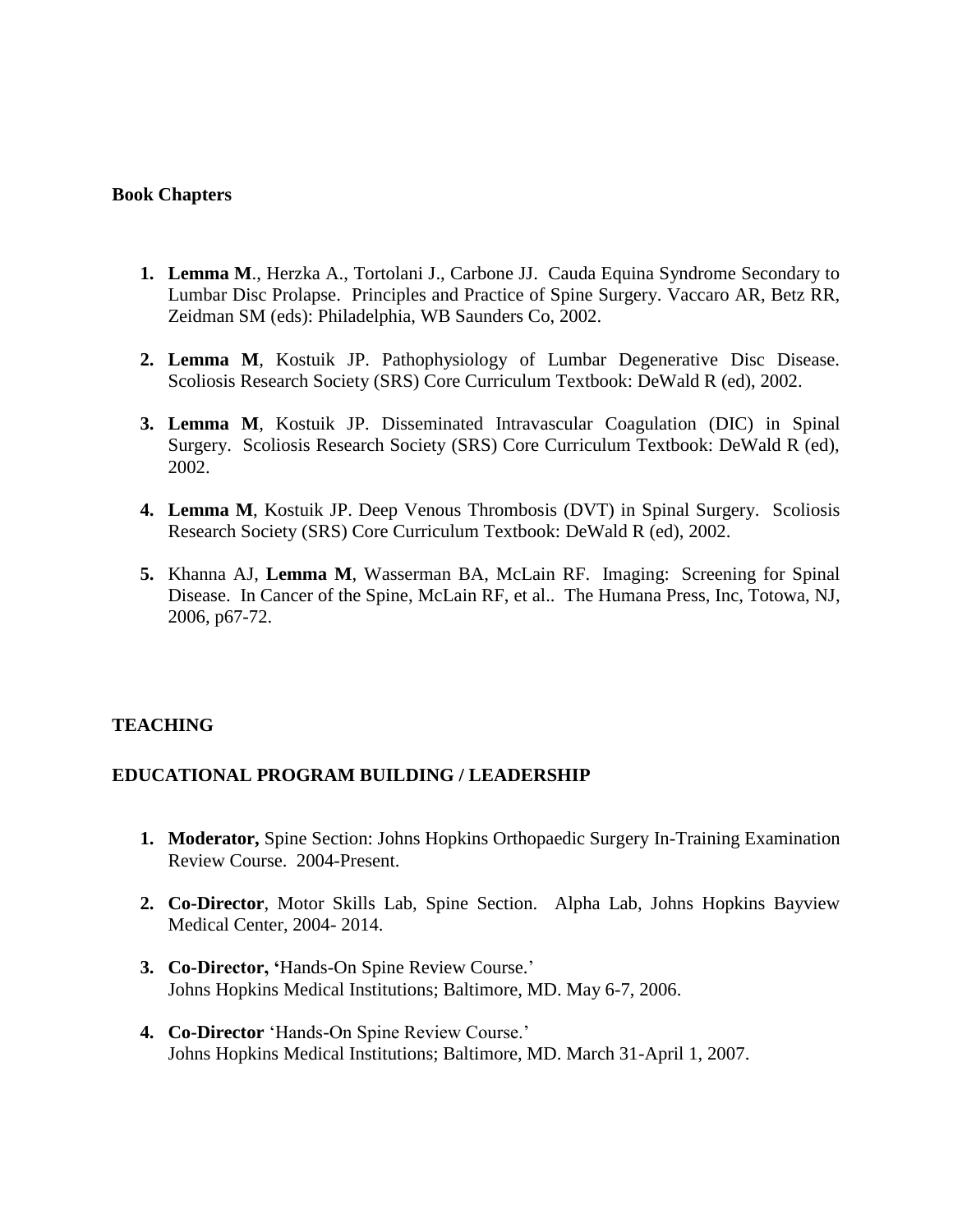**Book Chapters**

1. **Lemma M**., Herzka A., Tortolani J., Carbone JJ. Cauda Equina Syndrome Secondary to Lumbar Disc Prolapse. Principles and Practice of Spine Surgery. Vaccaro AR, Betz RR, Zeidman SM (eds): Philadelphia, WB Saunders Co, 2002.

2. **Lemma M**, Kostuik JP. Pathophysiology of Lumbar Degenerative Disc Disease. Scoliosis Research Society (SRS) Core Curriculum Textbook: DeWald R (ed), 2002.

3. **Lemma M**, Kostuik JP. Disseminated Intravascular Coagulation (DIC) in Spinal Surgery. Scoliosis Research Society (SRS) Core Curriculum Textbook: DeWald R (ed), 2002.

4. **Lemma M**, Kostuik JP. Deep Venous Thrombosis (DVT) in Spinal Surgery. Scoliosis Research Society (SRS) Core Curriculum Textbook: DeWald R (ed), 2002.

5. Khanna AJ, **Lemma M**, Wasserman BA, McLain RF. Imaging: Screening for Spinal Disease. In Cancer of the Spine, McLain RF, et al.. The Humana Press, Inc, Totowa, NJ, 2006, p67-72.

**TEACHING**

**EDUCATIONAL PROGRAM BUILDING / LEADERSHIP**

1. **Moderator,** Spine Section: Johns Hopkins Orthopaedic Surgery In-Training Examination Review Course. 2004-Present.

2. **Co-Director**, Motor Skills Lab, Spine Section. Alpha Lab, Johns Hopkins Bayview Medical Center, 2004- 2014.

3. **Co-Director, '**Hands-On Spine Review Course.'
   Johns Hopkins Medical Institutions; Baltimore, MD. May 6-7, 2006.

4. **Co-Director** 'Hands-On Spine Review Course.'
   Johns Hopkins Medical Institutions; Baltimore, MD. March 31-April 1, 2007.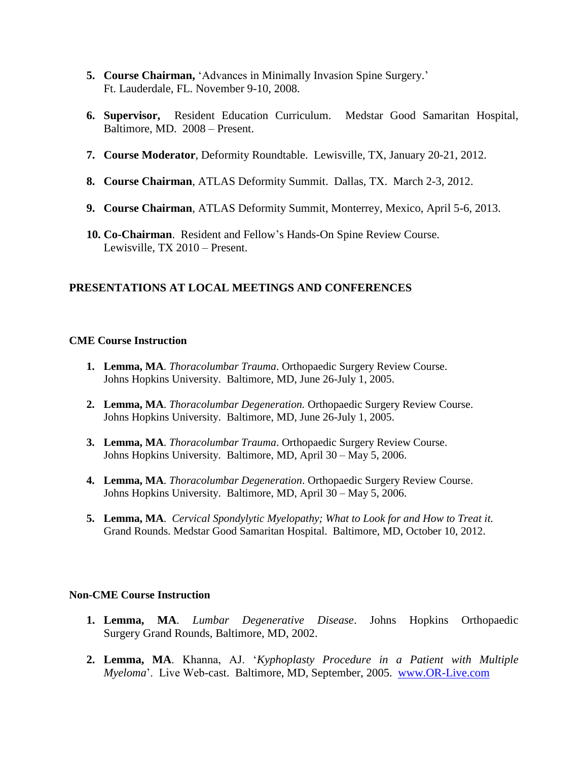5. **Course Chairman,** 'Advances in Minimally Invasion Spine Surgery.' Ft. Lauderdale, FL. November 9-10, 2008.

6. **Supervisor,** Resident Education Curriculum. Medstar Good Samaritan Hospital, Baltimore, MD. 2008 – Present.

7. **Course Moderator**, Deformity Roundtable. Lewisville, TX, January 20-21, 2012.

8. **Course Chairman**, ATLAS Deformity Summit. Dallas, TX. March 2-3, 2012.

9. **Course Chairman**, ATLAS Deformity Summit, Monterrey, Mexico, April 5-6, 2013.

10. **Co-Chairman**. Resident and Fellow's Hands-On Spine Review Course. Lewisville, TX 2010 – Present.

## PRESENTATIONS AT LOCAL MEETINGS AND CONFERENCES

### CME Course Instruction

1. **Lemma, MA**. *Thoracolumbar Trauma*. Orthopaedic Surgery Review Course. Johns Hopkins University. Baltimore, MD, June 26-July 1, 2005.

2. **Lemma, MA**. *Thoracolumbar Degeneration.* Orthopaedic Surgery Review Course. Johns Hopkins University. Baltimore, MD, June 26-July 1, 2005.

3. **Lemma, MA**. *Thoracolumbar Trauma*. Orthopaedic Surgery Review Course. Johns Hopkins University. Baltimore, MD, April 30 – May 5, 2006.

4. **Lemma, MA**. *Thoracolumbar Degeneration*. Orthopaedic Surgery Review Course. Johns Hopkins University. Baltimore, MD, April 30 – May 5, 2006.

5. **Lemma, MA**. *Cervical Spondylytic Myelopathy; What to Look for and How to Treat it.* Grand Rounds. Medstar Good Samaritan Hospital. Baltimore, MD, October 10, 2012.

### Non-CME Course Instruction

1. **Lemma, MA**. *Lumbar Degenerative Disease*. Johns Hopkins Orthopaedic Surgery Grand Rounds, Baltimore, MD, 2002.

2. **Lemma, MA**. Khanna, AJ. '*Kyphoplasty Procedure in a Patient with Multiple Myeloma*'. Live Web-cast. Baltimore, MD, September, 2005. www.OR-Live.com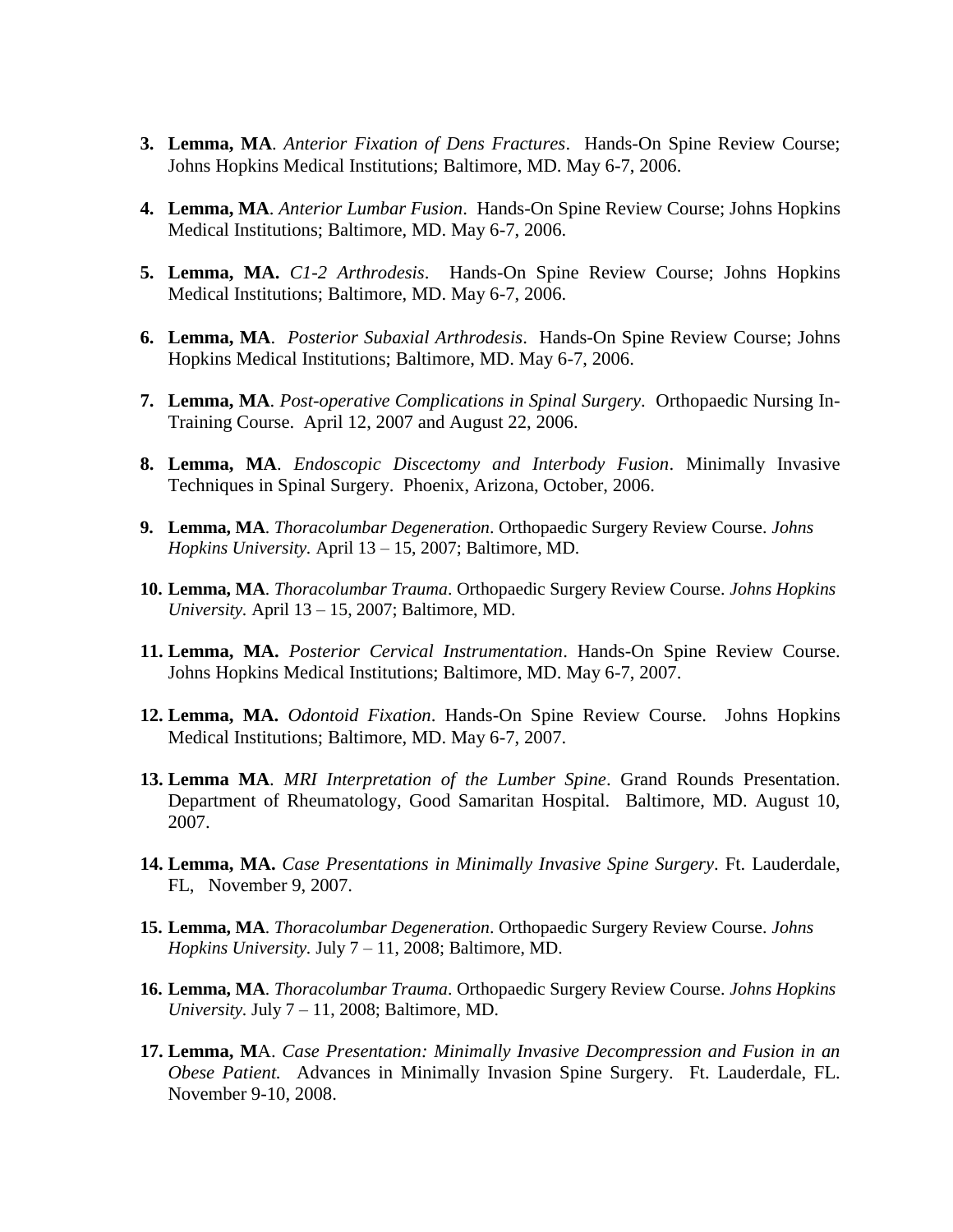3. **Lemma, MA**. *Anterior Fixation of Dens Fractures*. Hands-On Spine Review Course; Johns Hopkins Medical Institutions; Baltimore, MD. May 6-7, 2006.

4. **Lemma, MA**. *Anterior Lumbar Fusion*. Hands-On Spine Review Course; Johns Hopkins Medical Institutions; Baltimore, MD. May 6-7, 2006.

5. **Lemma, MA.** *C1-2 Arthrodesis*. Hands-On Spine Review Course; Johns Hopkins Medical Institutions; Baltimore, MD. May 6-7, 2006.

6. **Lemma, MA**. *Posterior Subaxial Arthrodesis*. Hands-On Spine Review Course; Johns Hopkins Medical Institutions; Baltimore, MD. May 6-7, 2006.

7. **Lemma, MA**. *Post-operative Complications in Spinal Surgery*. Orthopaedic Nursing In-Training Course. April 12, 2007 and August 22, 2006.

8. **Lemma, MA**. *Endoscopic Discectomy and Interbody Fusion*. Minimally Invasive Techniques in Spinal Surgery. Phoenix, Arizona, October, 2006.

9. **Lemma, MA**. *Thoracolumbar Degeneration*. Orthopaedic Surgery Review Course. *Johns Hopkins University.* April 13 – 15, 2007; Baltimore, MD.

10. **Lemma, MA**. *Thoracolumbar Trauma*. Orthopaedic Surgery Review Course. *Johns Hopkins University.* April 13 – 15, 2007; Baltimore, MD.

11. **Lemma, MA.** *Posterior Cervical Instrumentation*. Hands-On Spine Review Course. Johns Hopkins Medical Institutions; Baltimore, MD. May 6-7, 2007.

12. **Lemma, MA.** *Odontoid Fixation*. Hands-On Spine Review Course. Johns Hopkins Medical Institutions; Baltimore, MD. May 6-7, 2007.

13. **Lemma MA**. *MRI Interpretation of the Lumber Spine*. Grand Rounds Presentation. Department of Rheumatology, Good Samaritan Hospital. Baltimore, MD. August 10, 2007.

14. **Lemma, MA.** *Case Presentations in Minimally Invasive Spine Surgery*. Ft. Lauderdale, FL, November 9, 2007.

15. **Lemma, MA**. *Thoracolumbar Degeneration*. Orthopaedic Surgery Review Course. *Johns Hopkins University.* July 7 – 11, 2008; Baltimore, MD.

16. **Lemma, MA**. *Thoracolumbar Trauma*. Orthopaedic Surgery Review Course. *Johns Hopkins University.* July 7 – 11, 2008; Baltimore, MD.

17. **Lemma, M**A. *Case Presentation: Minimally Invasive Decompression and Fusion in an Obese Patient.* Advances in Minimally Invasion Spine Surgery. Ft. Lauderdale, FL. November 9-10, 2008.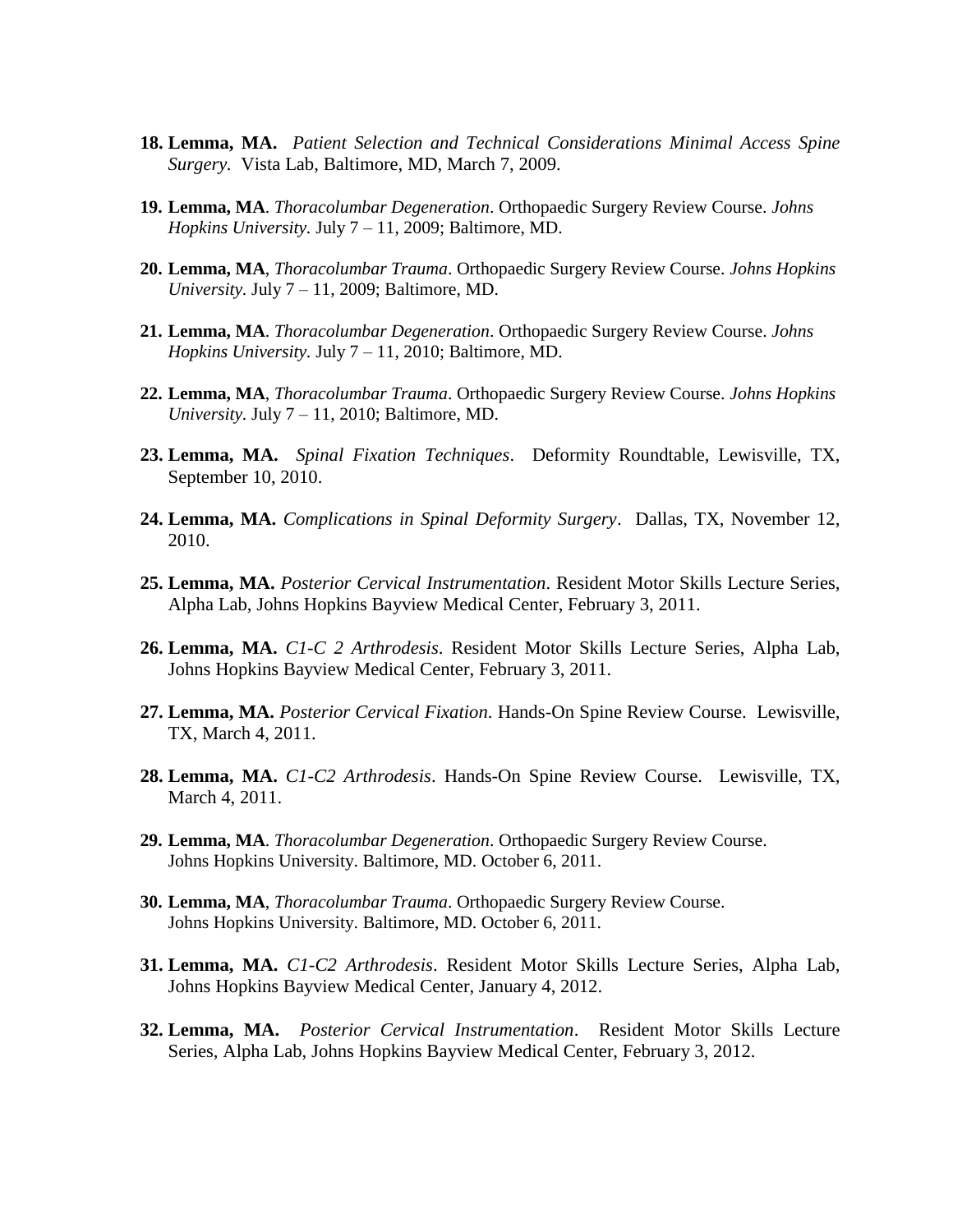18. **Lemma, MA.** *Patient Selection and Technical Considerations Minimal Access Spine Surgery.* Vista Lab, Baltimore, MD, March 7, 2009.

19. **Lemma, MA**. *Thoracolumbar Degeneration*. Orthopaedic Surgery Review Course. *Johns Hopkins University.* July 7 – 11, 2009; Baltimore, MD.

20. **Lemma, MA**, *Thoracolumbar Trauma*. Orthopaedic Surgery Review Course. *Johns Hopkins University.* July 7 – 11, 2009; Baltimore, MD.

21. **Lemma, MA**. *Thoracolumbar Degeneration*. Orthopaedic Surgery Review Course. *Johns Hopkins University.* July 7 – 11, 2010; Baltimore, MD.

22. **Lemma, MA**, *Thoracolumbar Trauma*. Orthopaedic Surgery Review Course. *Johns Hopkins University.* July 7 – 11, 2010; Baltimore, MD.

23. **Lemma, MA.** *Spinal Fixation Techniques*. Deformity Roundtable, Lewisville, TX, September 10, 2010.

24. **Lemma, MA.** *Complications in Spinal Deformity Surgery*. Dallas, TX, November 12, 2010.

25. **Lemma, MA.** *Posterior Cervical Instrumentation*. Resident Motor Skills Lecture Series, Alpha Lab, Johns Hopkins Bayview Medical Center, February 3, 2011.

26. **Lemma, MA.** *C1-C 2 Arthrodesis*. Resident Motor Skills Lecture Series, Alpha Lab, Johns Hopkins Bayview Medical Center, February 3, 2011.

27. **Lemma, MA.** *Posterior Cervical Fixation*. Hands-On Spine Review Course. Lewisville, TX, March 4, 2011.

28. **Lemma, MA.** *C1-C2 Arthrodesis*. Hands-On Spine Review Course. Lewisville, TX, March 4, 2011.

29. **Lemma, MA**. *Thoracolumbar Degeneration*. Orthopaedic Surgery Review Course. Johns Hopkins University. Baltimore, MD. October 6, 2011.

30. **Lemma, MA**, *Thoracolumbar Trauma*. Orthopaedic Surgery Review Course. Johns Hopkins University. Baltimore, MD. October 6, 2011.

31. **Lemma, MA.** *C1-C2 Arthrodesis*. Resident Motor Skills Lecture Series, Alpha Lab, Johns Hopkins Bayview Medical Center, January 4, 2012.

32. **Lemma, MA.** *Posterior Cervical Instrumentation*. Resident Motor Skills Lecture Series, Alpha Lab, Johns Hopkins Bayview Medical Center, February 3, 2012.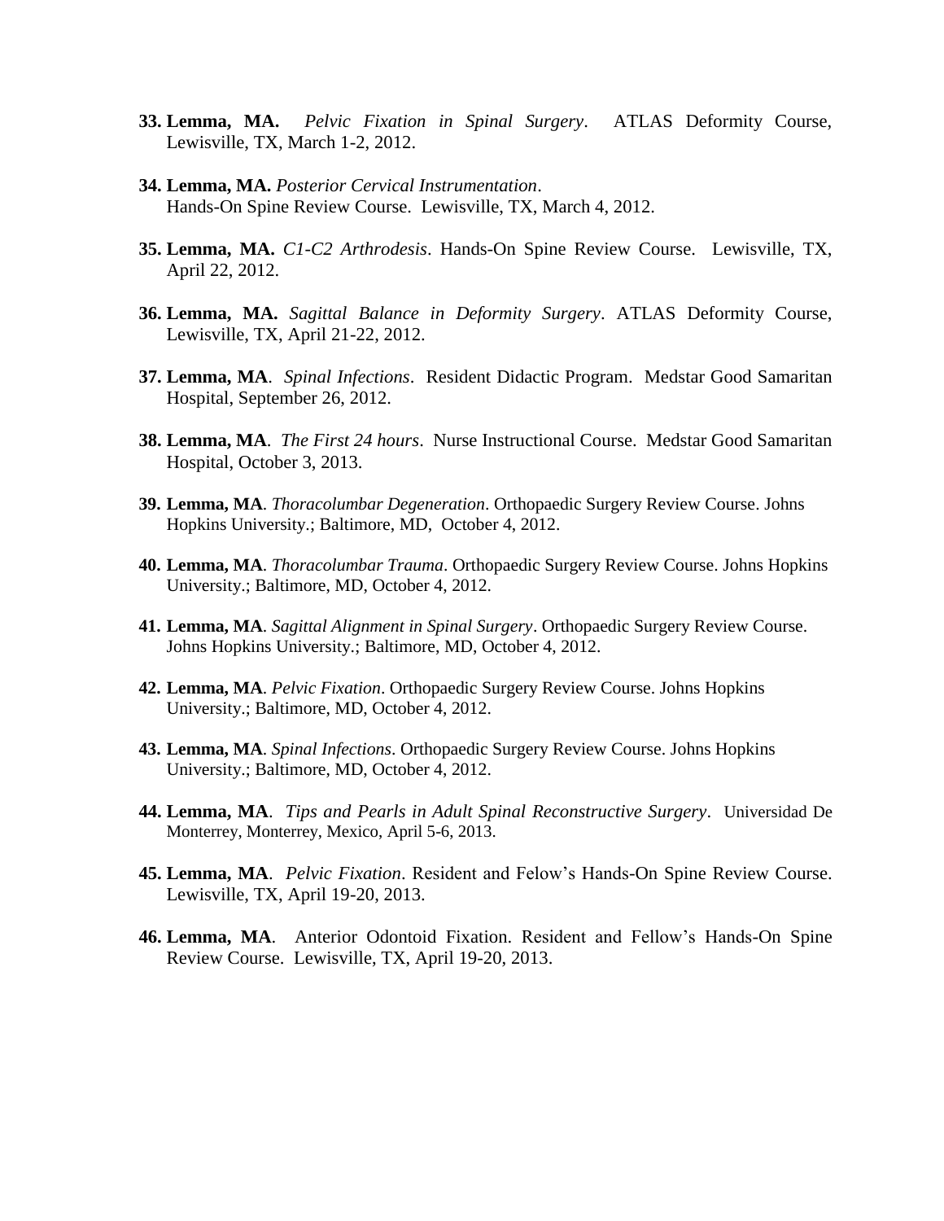33. **Lemma, MA.** *Pelvic Fixation in Spinal Surgery*. ATLAS Deformity Course, Lewisville, TX, March 1-2, 2012.

34. **Lemma, MA.** *Posterior Cervical Instrumentation*. Hands-On Spine Review Course. Lewisville, TX, March 4, 2012.

35. **Lemma, MA.** *C1-C2 Arthrodesis*. Hands-On Spine Review Course. Lewisville, TX, April 22, 2012.

36. **Lemma, MA.** *Sagittal Balance in Deformity Surgery*. ATLAS Deformity Course, Lewisville, TX, April 21-22, 2012.

37. **Lemma, MA**. *Spinal Infections*. Resident Didactic Program. Medstar Good Samaritan Hospital, September 26, 2012.

38. **Lemma, MA**. *The First 24 hours*. Nurse Instructional Course. Medstar Good Samaritan Hospital, October 3, 2013.

39. **Lemma, MA**. *Thoracolumbar Degeneration*. Orthopaedic Surgery Review Course. Johns Hopkins University.; Baltimore, MD, October 4, 2012.

40. **Lemma, MA**. *Thoracolumbar Trauma*. Orthopaedic Surgery Review Course. Johns Hopkins University.; Baltimore, MD, October 4, 2012.

41. **Lemma, MA**. *Sagittal Alignment in Spinal Surgery*. Orthopaedic Surgery Review Course. Johns Hopkins University.; Baltimore, MD, October 4, 2012.

42. **Lemma, MA**. *Pelvic Fixation*. Orthopaedic Surgery Review Course. Johns Hopkins University.; Baltimore, MD, October 4, 2012.

43. **Lemma, MA**. *Spinal Infections*. Orthopaedic Surgery Review Course. Johns Hopkins University.; Baltimore, MD, October 4, 2012.

44. **Lemma, MA**. *Tips and Pearls in Adult Spinal Reconstructive Surgery*. Universidad De Monterrey, Monterrey, Mexico, April 5-6, 2013.

45. **Lemma, MA**. *Pelvic Fixation*. Resident and Felow's Hands-On Spine Review Course. Lewisville, TX, April 19-20, 2013.

46. **Lemma, MA**. Anterior Odontoid Fixation. Resident and Fellow's Hands-On Spine Review Course. Lewisville, TX, April 19-20, 2013.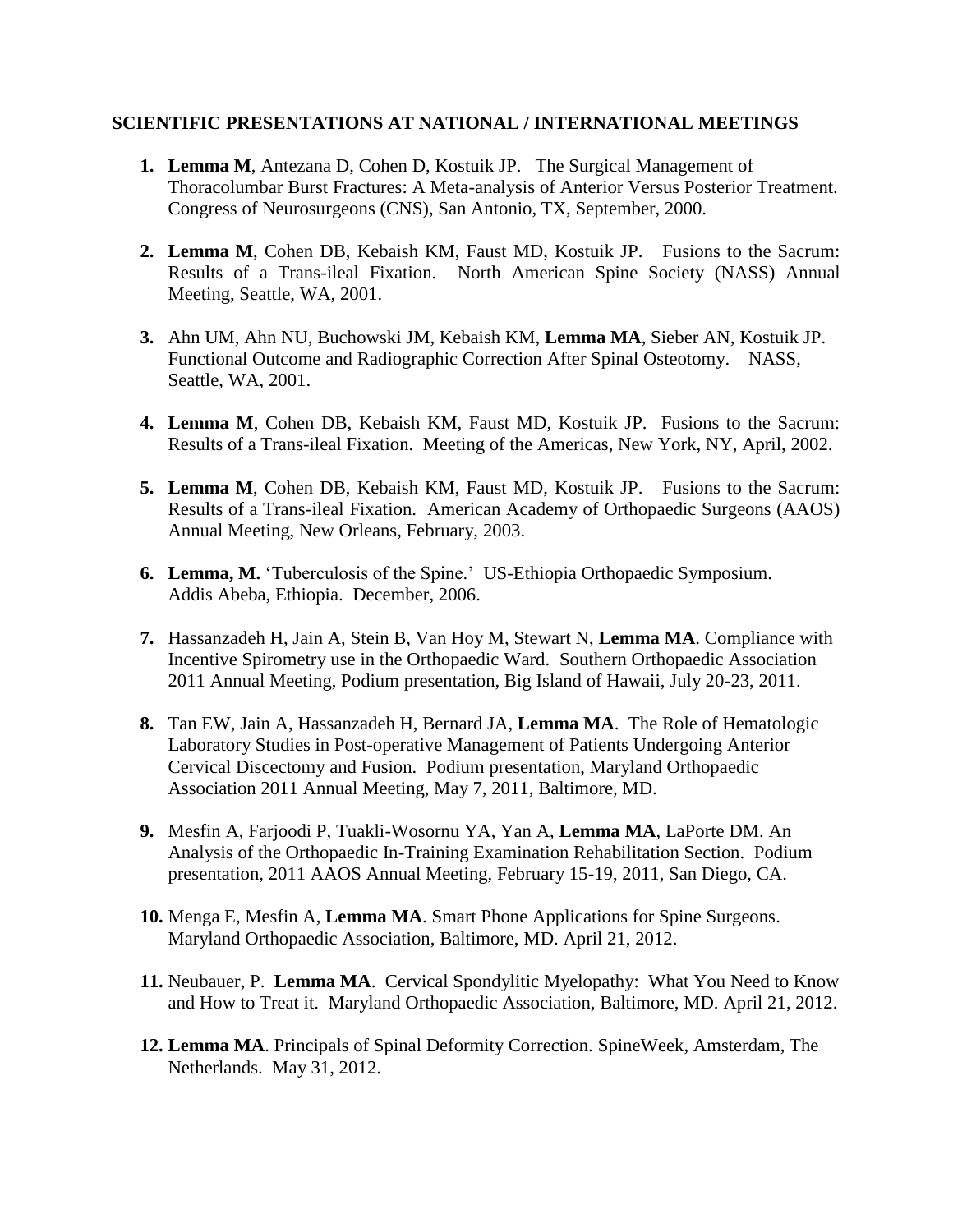**SCIENTIFIC PRESENTATIONS AT NATIONAL / INTERNATIONAL MEETINGS**

1. **Lemma M**, Antezana D, Cohen D, Kostuik JP. The Surgical Management of Thoracolumbar Burst Fractures: A Meta-analysis of Anterior Versus Posterior Treatment. Congress of Neurosurgeons (CNS), San Antonio, TX, September, 2000.

2. **Lemma M**, Cohen DB, Kebaish KM, Faust MD, Kostuik JP. Fusions to the Sacrum: Results of a Trans-ileal Fixation. North American Spine Society (NASS) Annual Meeting, Seattle, WA, 2001.

3. Ahn UM, Ahn NU, Buchowski JM, Kebaish KM, **Lemma MA**, Sieber AN, Kostuik JP. Functional Outcome and Radiographic Correction After Spinal Osteotomy. NASS, Seattle, WA, 2001.

4. **Lemma M**, Cohen DB, Kebaish KM, Faust MD, Kostuik JP. Fusions to the Sacrum: Results of a Trans-ileal Fixation. Meeting of the Americas, New York, NY, April, 2002.

5. **Lemma M**, Cohen DB, Kebaish KM, Faust MD, Kostuik JP. Fusions to the Sacrum: Results of a Trans-ileal Fixation. American Academy of Orthopaedic Surgeons (AAOS) Annual Meeting, New Orleans, February, 2003.

6. **Lemma, M.** 'Tuberculosis of the Spine.' US-Ethiopia Orthopaedic Symposium. Addis Abeba, Ethiopia. December, 2006.

7. Hassanzadeh H, Jain A, Stein B, Van Hoy M, Stewart N, **Lemma MA**. Compliance with Incentive Spirometry use in the Orthopaedic Ward. Southern Orthopaedic Association 2011 Annual Meeting, Podium presentation, Big Island of Hawaii, July 20-23, 2011.

8. Tan EW, Jain A, Hassanzadeh H, Bernard JA, **Lemma MA**. The Role of Hematologic Laboratory Studies in Post-operative Management of Patients Undergoing Anterior Cervical Discectomy and Fusion. Podium presentation, Maryland Orthopaedic Association 2011 Annual Meeting, May 7, 2011, Baltimore, MD.

9. Mesfin A, Farjoodi P, Tuakli-Wosornu YA, Yan A, **Lemma MA**, LaPorte DM. An Analysis of the Orthopaedic In-Training Examination Rehabilitation Section. Podium presentation, 2011 AAOS Annual Meeting, February 15-19, 2011, San Diego, CA.

10. Menga E, Mesfin A, **Lemma MA**. Smart Phone Applications for Spine Surgeons. Maryland Orthopaedic Association, Baltimore, MD. April 21, 2012.

11. Neubauer, P. **Lemma MA**. Cervical Spondylitic Myelopathy: What You Need to Know and How to Treat it. Maryland Orthopaedic Association, Baltimore, MD. April 21, 2012.

12. **Lemma MA**. Principals of Spinal Deformity Correction. SpineWeek, Amsterdam, The Netherlands. May 31, 2012.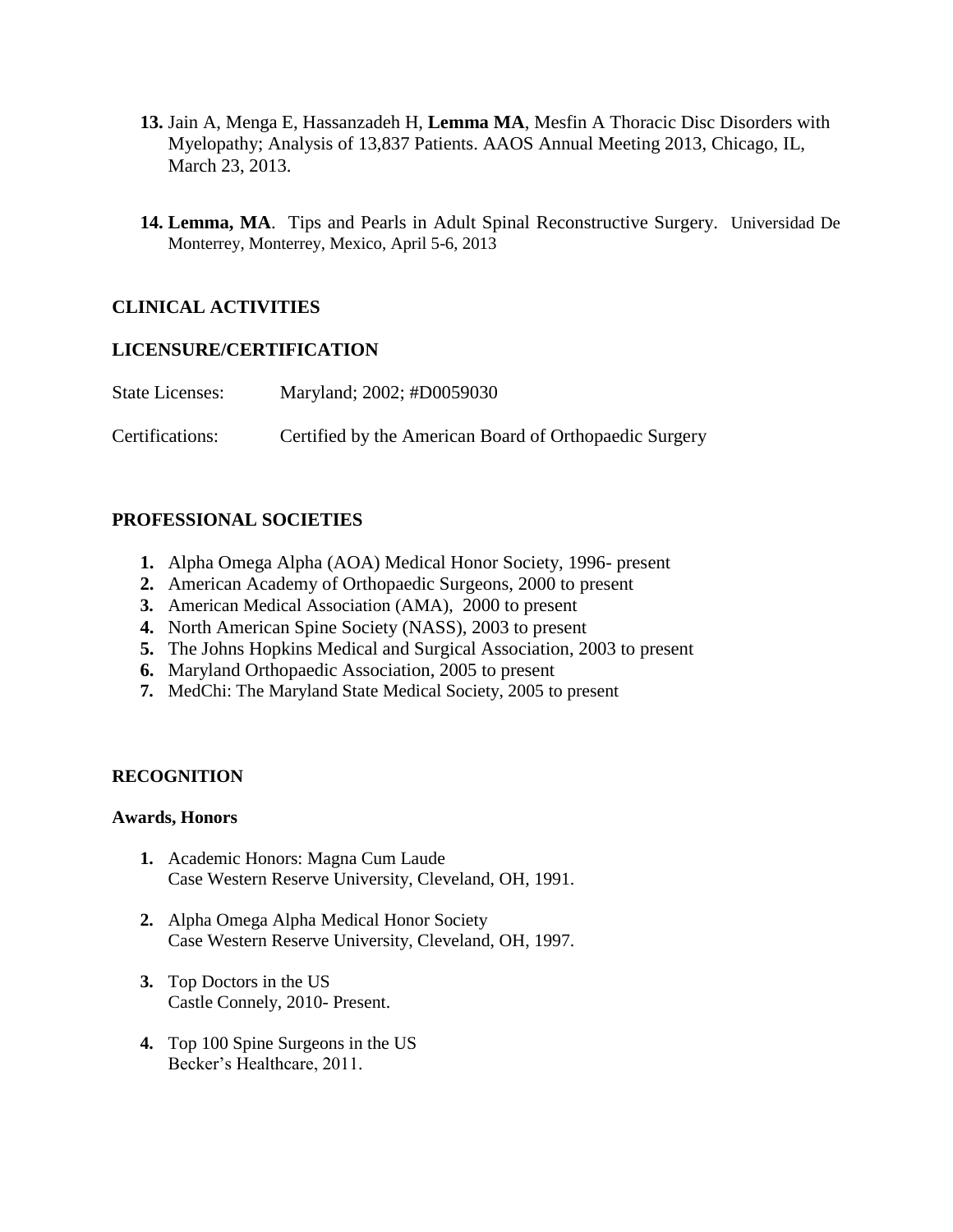13. Jain A, Menga E, Hassanzadeh H, **Lemma MA**, Mesfin A Thoracic Disc Disorders with Myelopathy; Analysis of 13,837 Patients. AAOS Annual Meeting 2013, Chicago, IL, March 23, 2013.

14. **Lemma, MA**. Tips and Pearls in Adult Spinal Reconstructive Surgery. Universidad De Monterrey, Monterrey, Mexico, April 5-6, 2013

## CLINICAL ACTIVITIES

### LICENSURE/CERTIFICATION

State Licenses: Maryland; 2002; #D0059030

Certifications: Certified by the American Board of Orthopaedic Surgery

## PROFESSIONAL SOCIETIES

1. Alpha Omega Alpha (AOA) Medical Honor Society, 1996- present
2. American Academy of Orthopaedic Surgeons, 2000 to present
3. American Medical Association (AMA), 2000 to present
4. North American Spine Society (NASS), 2003 to present
5. The Johns Hopkins Medical and Surgical Association, 2003 to present
6. Maryland Orthopaedic Association, 2005 to present
7. MedChi: The Maryland State Medical Society, 2005 to present

## RECOGNITION

### Awards, Honors

1. Academic Honors: Magna Cum Laude
   Case Western Reserve University, Cleveland, OH, 1991.

2. Alpha Omega Alpha Medical Honor Society
   Case Western Reserve University, Cleveland, OH, 1997.

3. Top Doctors in the US
   Castle Connely, 2010- Present.

4. Top 100 Spine Surgeons in the US
   Becker's Healthcare, 2011.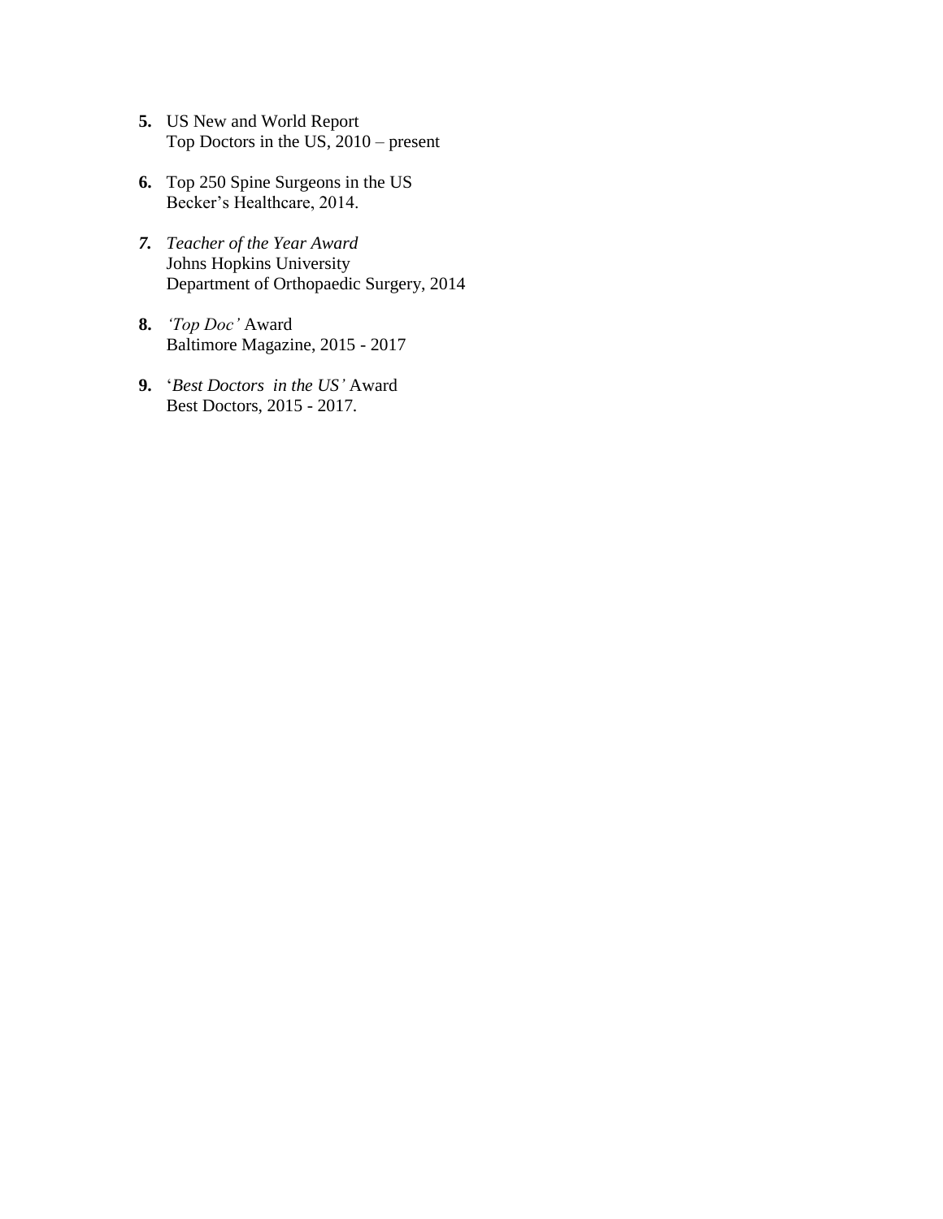**5.** US New and World Report
Top Doctors in the US, 2010 – present

**6.** Top 250 Spine Surgeons in the US
Becker's Healthcare, 2014.

***7.*** *Teacher of the Year Award*
Johns Hopkins University
Department of Orthopaedic Surgery, 2014

**8.** *'Top Doc'* Award
Baltimore Magazine, 2015 - 2017

**9.** '*Best Doctors in the US'* Award
Best Doctors, 2015 - 2017.